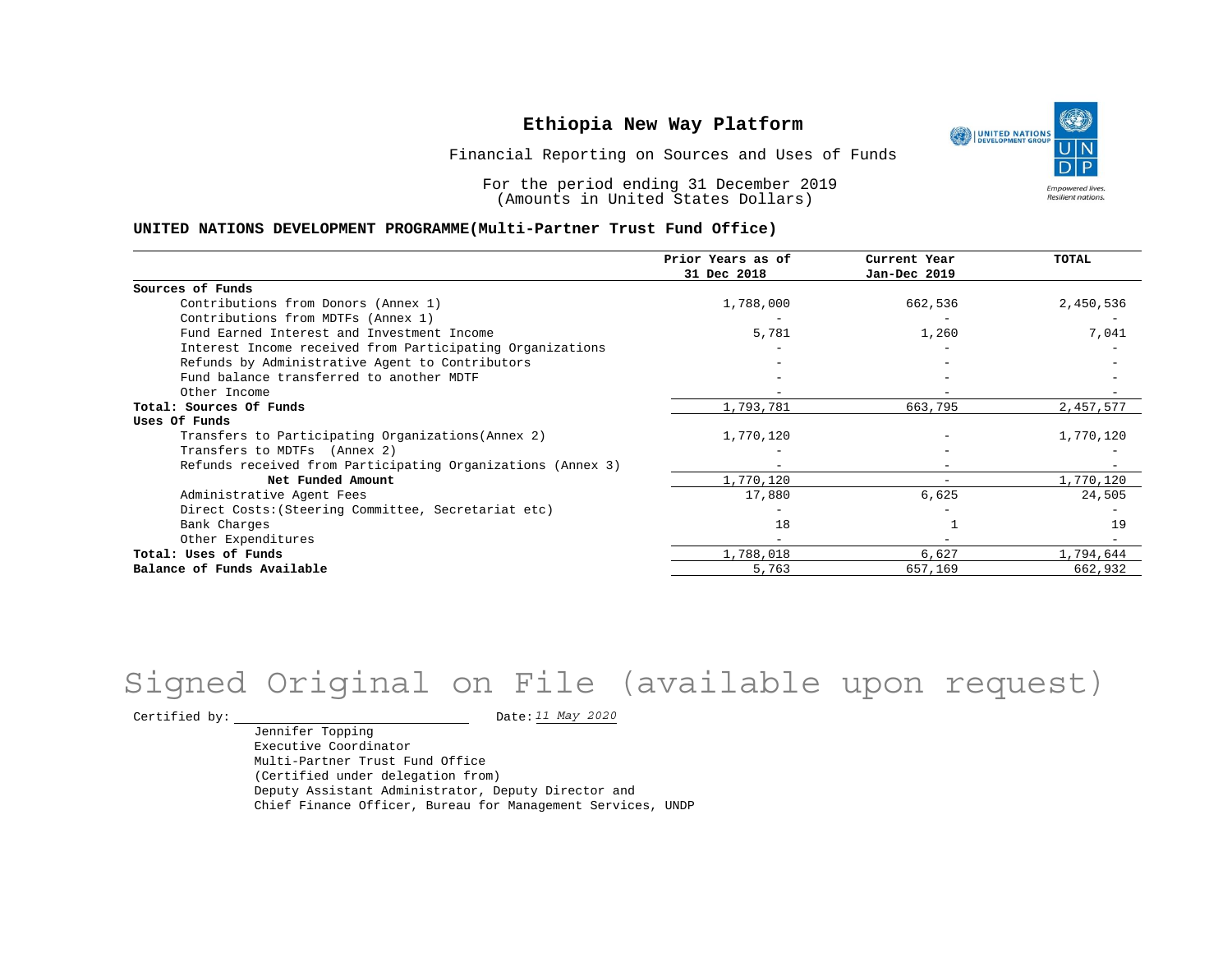# Ethiopia New Way Platform

Financial Reporting on Sources and Uses of Funds

For the period ending 31 December 2019
(Amounts in United States Dollars)

**UNITED NATIONS DEVELOPMENT PROGRAMME(Multi-Partner Trust Fund Office)**

| | Prior Years as of 31 Dec 2018 | Current Year Jan-Dec 2019 | TOTAL |
|---|---|---|---|
| **Sources of Funds** | | | |
| Contributions from Donors (Annex 1) | 1,788,000 | 662,536 | 2,450,536 |
| Contributions from MDTFs (Annex 1) | - | - | - |
| Fund Earned Interest and Investment Income | 5,781 | 1,260 | 7,041 |
| Interest Income received from Participating Organizations | - | - | - |
| Refunds by Administrative Agent to Contributors | - | - | - |
| Fund balance transferred to another MDTF | - | - | - |
| Other Income | - | - | - |
| **Total: Sources Of Funds** | 1,793,781 | 663,795 | 2,457,577 |
| **Uses Of Funds** | | | |
| Transfers to Participating Organizations(Annex 2) | 1,770,120 | - | 1,770,120 |
| Transfers to MDTFs (Annex 2) | - | - | - |
| Refunds received from Participating Organizations (Annex 3) | - | - | - |
| **Net Funded Amount** | 1,770,120 | - | 1,770,120 |
| Administrative Agent Fees | 17,880 | 6,625 | 24,505 |
| Direct Costs:(Steering Committee, Secretariat etc) | - | - | - |
| Bank Charges | 18 | 1 | 19 |
| Other Expenditures | - | - | - |
| **Total: Uses of Funds** | 1,788,018 | 6,627 | 1,794,644 |
| **Balance of Funds Available** | 5,763 | 657,169 | 662,932 |

Signed Original on File (available upon request)

Certified by: ______________________ Date: *11 May 2020*

Jennifer Topping
Executive Coordinator
Multi-Partner Trust Fund Office
(Certified under delegation from)
Deputy Assistant Administrator, Deputy Director and
Chief Finance Officer, Bureau for Management Services, UNDP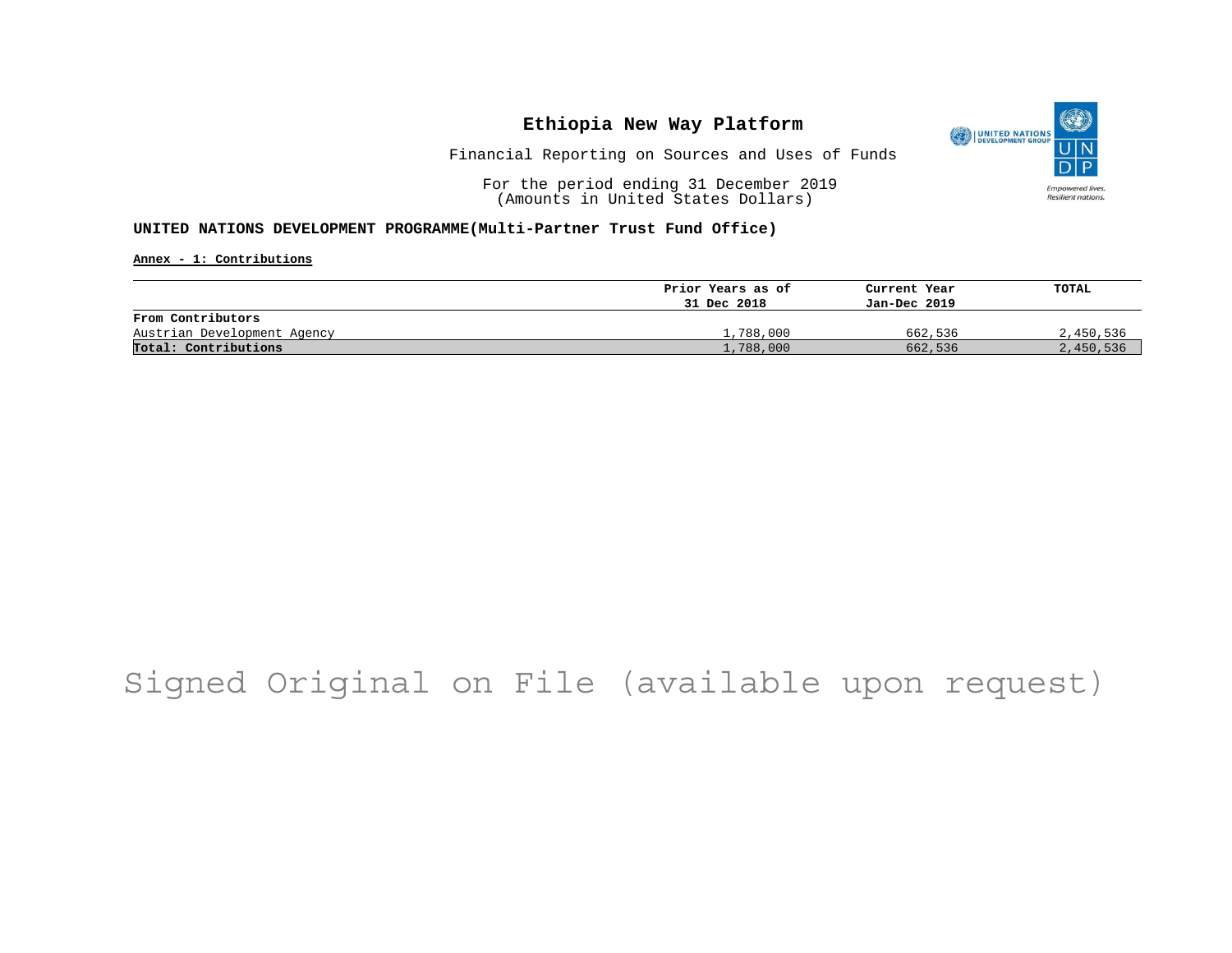# Ethiopia New Way Platform

Financial Reporting on Sources and Uses of Funds

For the period ending 31 December 2019
(Amounts in United States Dollars)

**UNITED NATIONS DEVELOPMENT PROGRAMME(Multi-Partner Trust Fund Office)**

**Annex - 1: Contributions**

| | Prior Years as of 31 Dec 2018 | Current Year Jan-Dec 2019 | TOTAL |
|---|---|---|---|
| **From Contributors** | | | |
| Austrian Development Agency | 1,788,000 | 662,536 | 2,450,536 |
| **Total: Contributions** | 1,788,000 | 662,536 | 2,450,536 |

Signed Original on File (available upon request)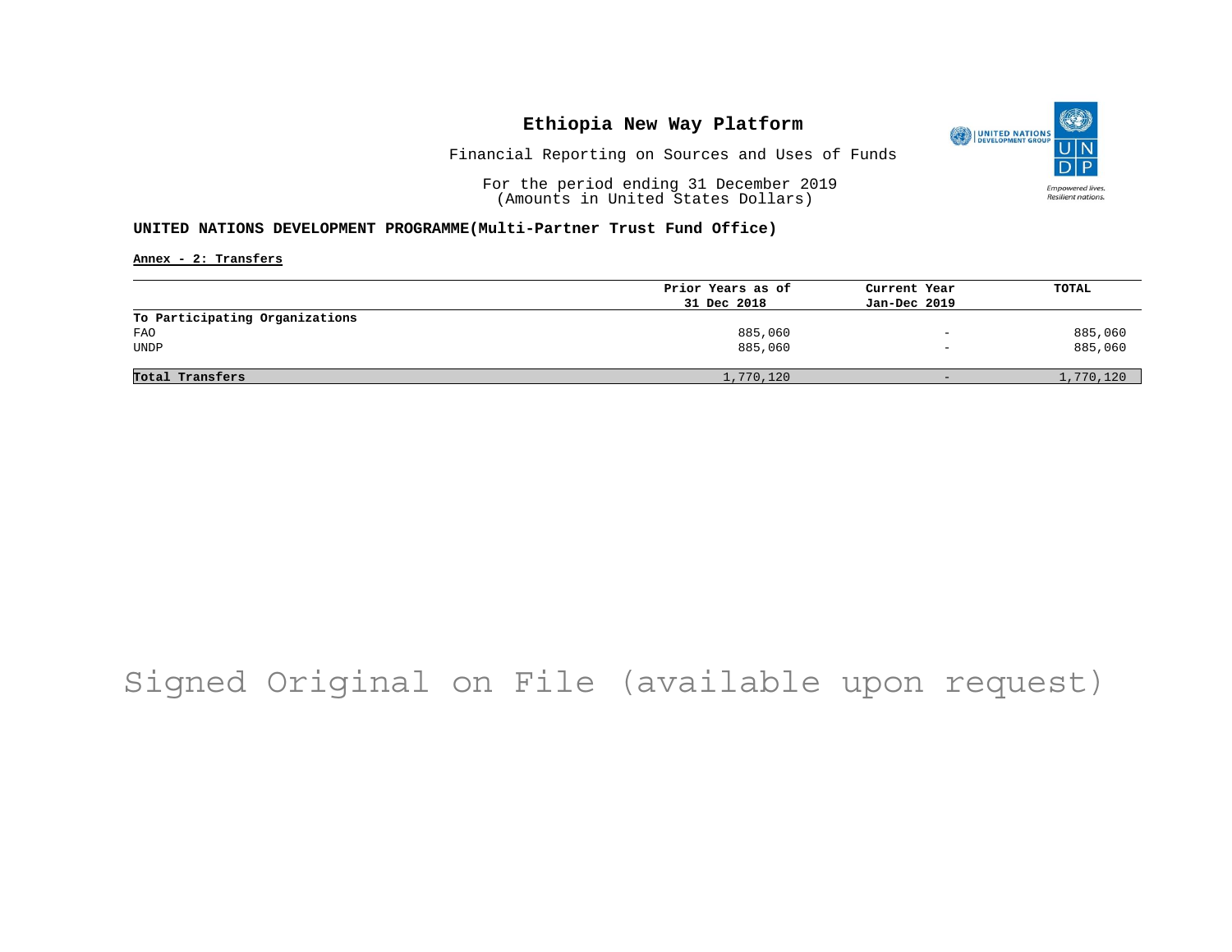# Ethiopia New Way Platform

Financial Reporting on Sources and Uses of Funds

For the period ending 31 December 2019
(Amounts in United States Dollars)

**UNITED NATIONS DEVELOPMENT PROGRAMME(Multi-Partner Trust Fund Office)**

**Annex - 2: Transfers**

| | Prior Years as of 31 Dec 2018 | Current Year Jan-Dec 2019 | TOTAL |
|---|---|---|---|
| **To Participating Organizations** | | | |
| FAO | 885,060 | - | 885,060 |
| UNDP | 885,060 | - | 885,060 |
| **Total Transfers** | 1,770,120 | - | 1,770,120 |

Signed Original on File (available upon request)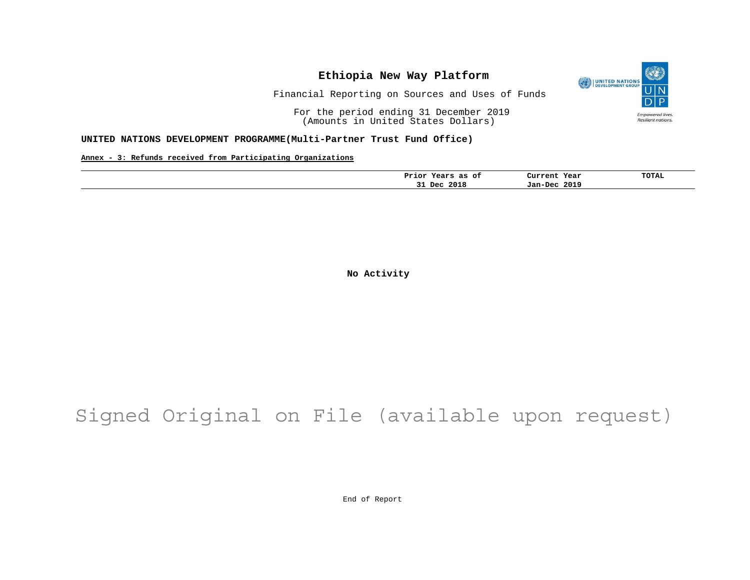# Ethiopia New Way Platform

Financial Reporting on Sources and Uses of Funds

For the period ending 31 December 2019
(Amounts in United States Dollars)

**UNITED NATIONS DEVELOPMENT PROGRAMME(Multi-Partner Trust Fund Office)**

**Annex - 3: Refunds received from Participating Organizations**

| | Prior Years as of 31 Dec 2018 | Current Year Jan-Dec 2019 | TOTAL |
|---|---|---|---|

**No Activity**

Signed Original on File (available upon request)

End of Report